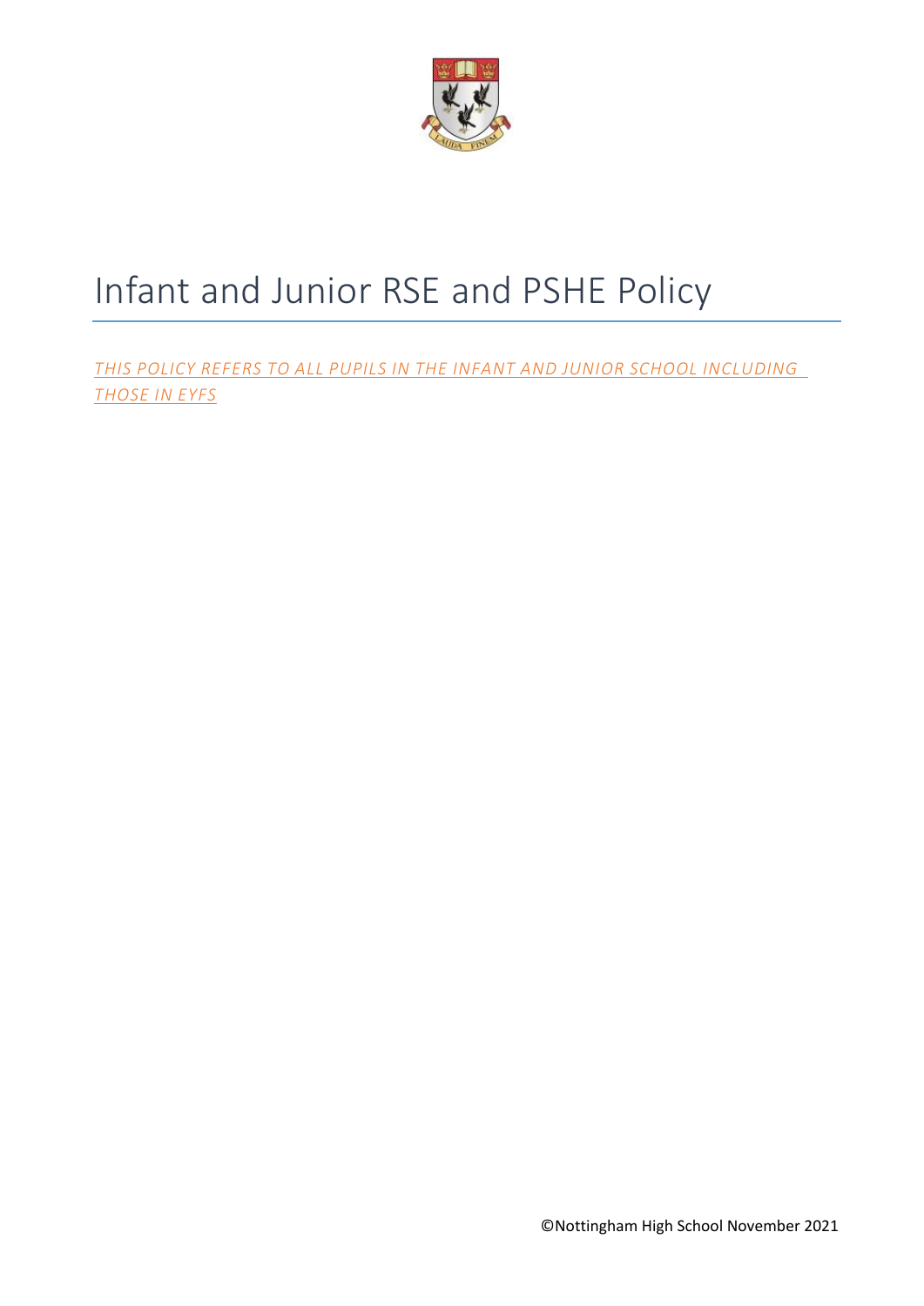# Infant and Junior RSE and PSHE Policy

*THIS POLICY REFERS TO ALL PUPILS IN THE INFANT AND JUNIOR SCHOOL INCLUDING THOSE IN EYFS*

©Nottingham High School November 2021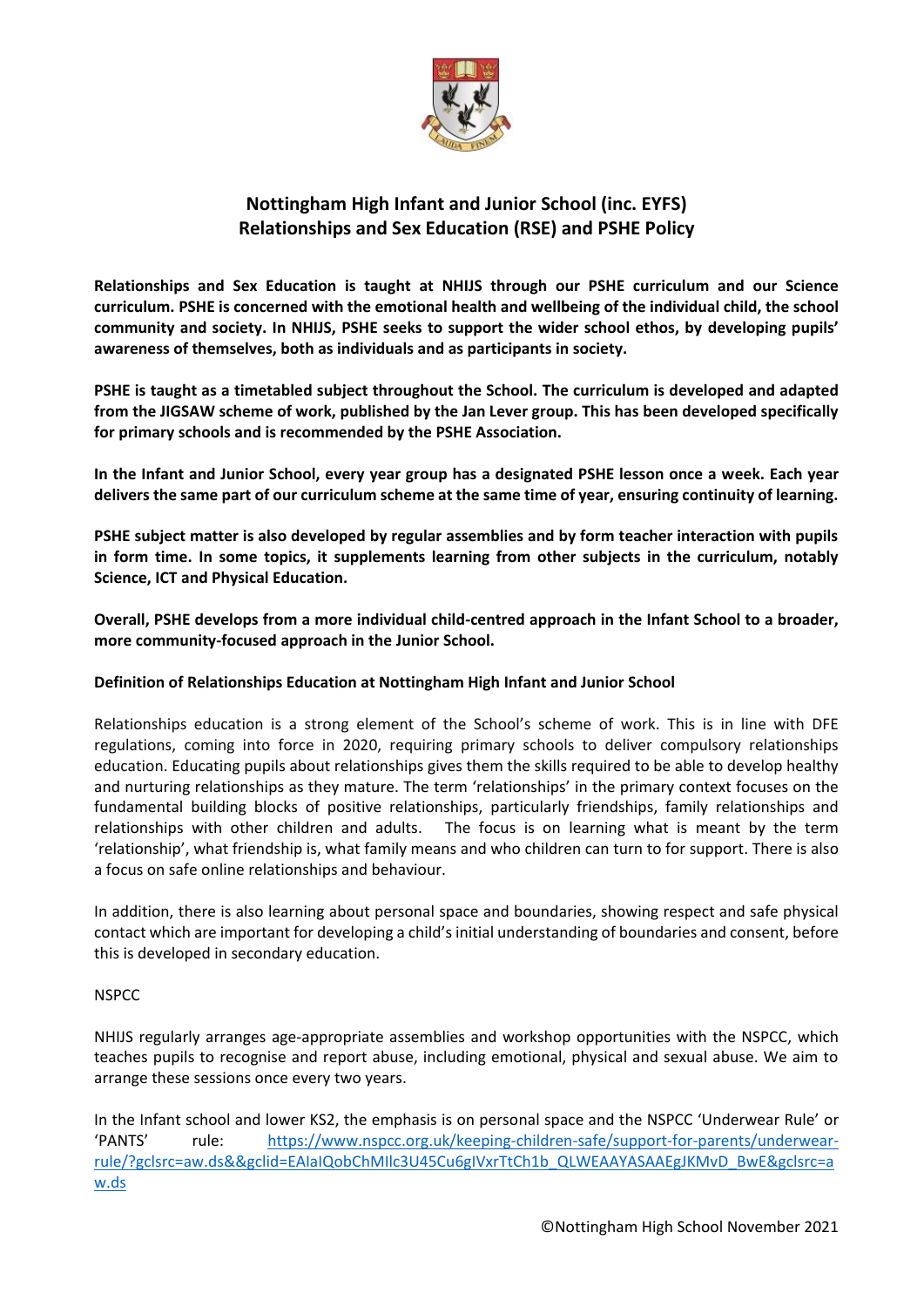# Nottingham High Infant and Junior School (inc. EYFS) Relationships and Sex Education (RSE) and PSHE Policy

**Relationships and Sex Education is taught at NHIJS through our PSHE curriculum and our Science curriculum. PSHE is concerned with the emotional health and wellbeing of the individual child, the school community and society. In NHIJS, PSHE seeks to support the wider school ethos, by developing pupils' awareness of themselves, both as individuals and as participants in society.**

**PSHE is taught as a timetabled subject throughout the School. The curriculum is developed and adapted from the JIGSAW scheme of work, published by the Jan Lever group. This has been developed specifically for primary schools and is recommended by the PSHE Association.**

**In the Infant and Junior School, every year group has a designated PSHE lesson once a week. Each year delivers the same part of our curriculum scheme at the same time of year, ensuring continuity of learning.**

**PSHE subject matter is also developed by regular assemblies and by form teacher interaction with pupils in form time. In some topics, it supplements learning from other subjects in the curriculum, notably Science, ICT and Physical Education.**

**Overall, PSHE develops from a more individual child-centred approach in the Infant School to a broader, more community-focused approach in the Junior School.**

**Definition of Relationships Education at Nottingham High Infant and Junior School**

Relationships education is a strong element of the School's scheme of work. This is in line with DFE regulations, coming into force in 2020, requiring primary schools to deliver compulsory relationships education. Educating pupils about relationships gives them the skills required to be able to develop healthy and nurturing relationships as they mature. The term 'relationships' in the primary context focuses on the fundamental building blocks of positive relationships, particularly friendships, family relationships and relationships with other children and adults. The focus is on learning what is meant by the term 'relationship', what friendship is, what family means and who children can turn to for support. There is also a focus on safe online relationships and behaviour.

In addition, there is also learning about personal space and boundaries, showing respect and safe physical contact which are important for developing a child's initial understanding of boundaries and consent, before this is developed in secondary education.

NSPCC

NHIJS regularly arranges age-appropriate assemblies and workshop opportunities with the NSPCC, which teaches pupils to recognise and report abuse, including emotional, physical and sexual abuse. We aim to arrange these sessions once every two years.

In the Infant school and lower KS2, the emphasis is on personal space and the NSPCC 'Underwear Rule' or 'PANTS' rule: https://www.nspcc.org.uk/keeping-children-safe/support-for-parents/underwear-rule/?gclsrc=aw.ds&&gclid=EAIaIQobChMIlc3U45Cu6gIVxrTtCh1b_QLWEAAYASAAEgJKMvD_BwE&gclsrc=aw.ds

©Nottingham High School November 2021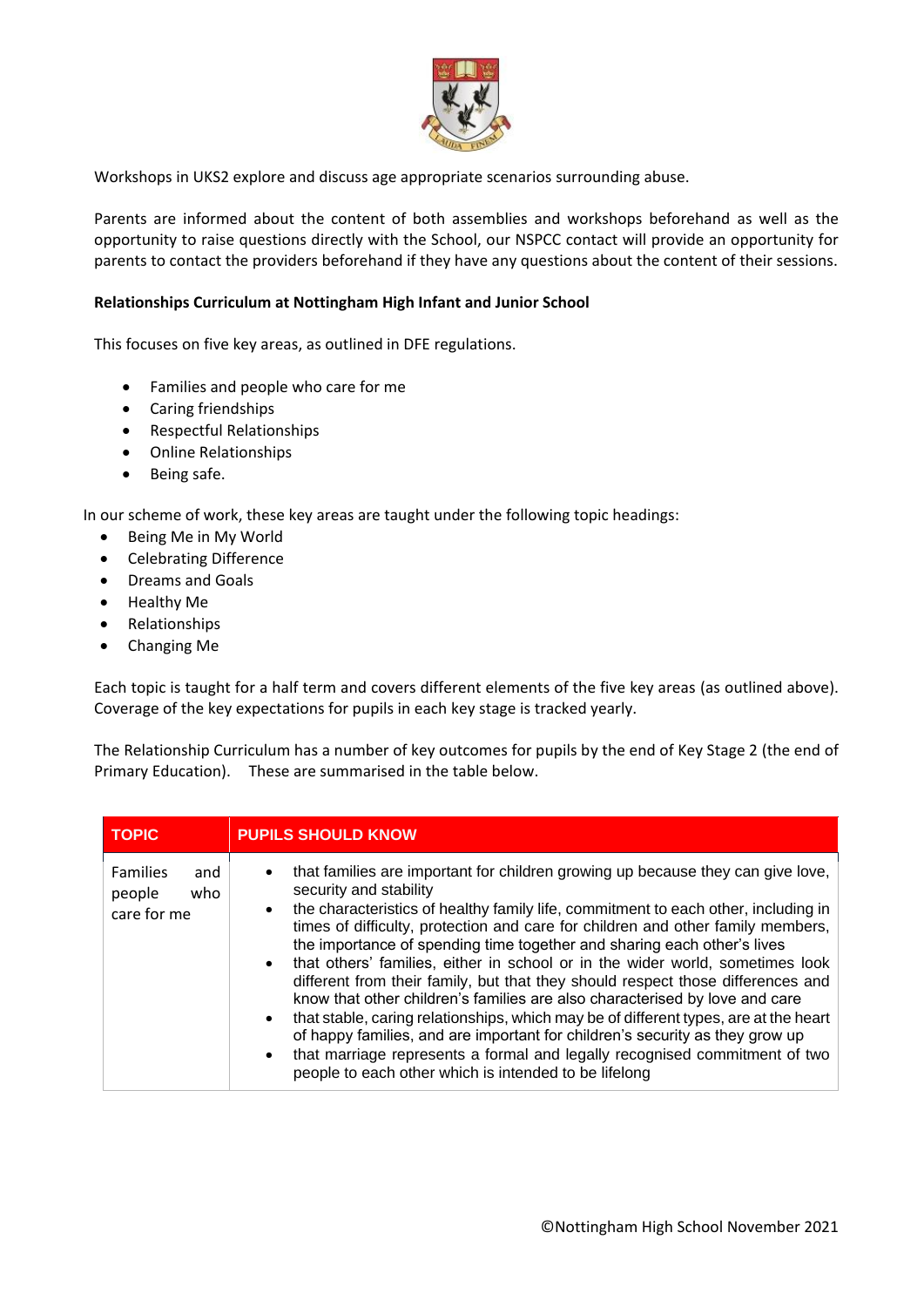Workshops in UKS2 explore and discuss age appropriate scenarios surrounding abuse.

Parents are informed about the content of both assemblies and workshops beforehand as well as the opportunity to raise questions directly with the School, our NSPCC contact will provide an opportunity for parents to contact the providers beforehand if they have any questions about the content of their sessions.

**Relationships Curriculum at Nottingham High Infant and Junior School**

This focuses on five key areas, as outlined in DFE regulations.

- Families and people who care for me
- Caring friendships
- Respectful Relationships
- Online Relationships
- Being safe.

In our scheme of work, these key areas are taught under the following topic headings:

- Being Me in My World
- Celebrating Difference
- Dreams and Goals
- Healthy Me
- Relationships
- Changing Me

Each topic is taught for a half term and covers different elements of the five key areas (as outlined above). Coverage of the key expectations for pupils in each key stage is tracked yearly.

The Relationship Curriculum has a number of key outcomes for pupils by the end of Key Stage 2 (the end of Primary Education). These are summarised in the table below.

| TOPIC | PUPILS SHOULD KNOW |
|---|---|
| Families and people who care for me | • that families are important for children growing up because they can give love, security and stability<br>• the characteristics of healthy family life, commitment to each other, including in times of difficulty, protection and care for children and other family members, the importance of spending time together and sharing each other's lives<br>• that others' families, either in school or in the wider world, sometimes look different from their family, but that they should respect those differences and know that other children's families are also characterised by love and care<br>• that stable, caring relationships, which may be of different types, are at the heart of happy families, and are important for children's security as they grow up<br>• that marriage represents a formal and legally recognised commitment of two people to each other which is intended to be lifelong |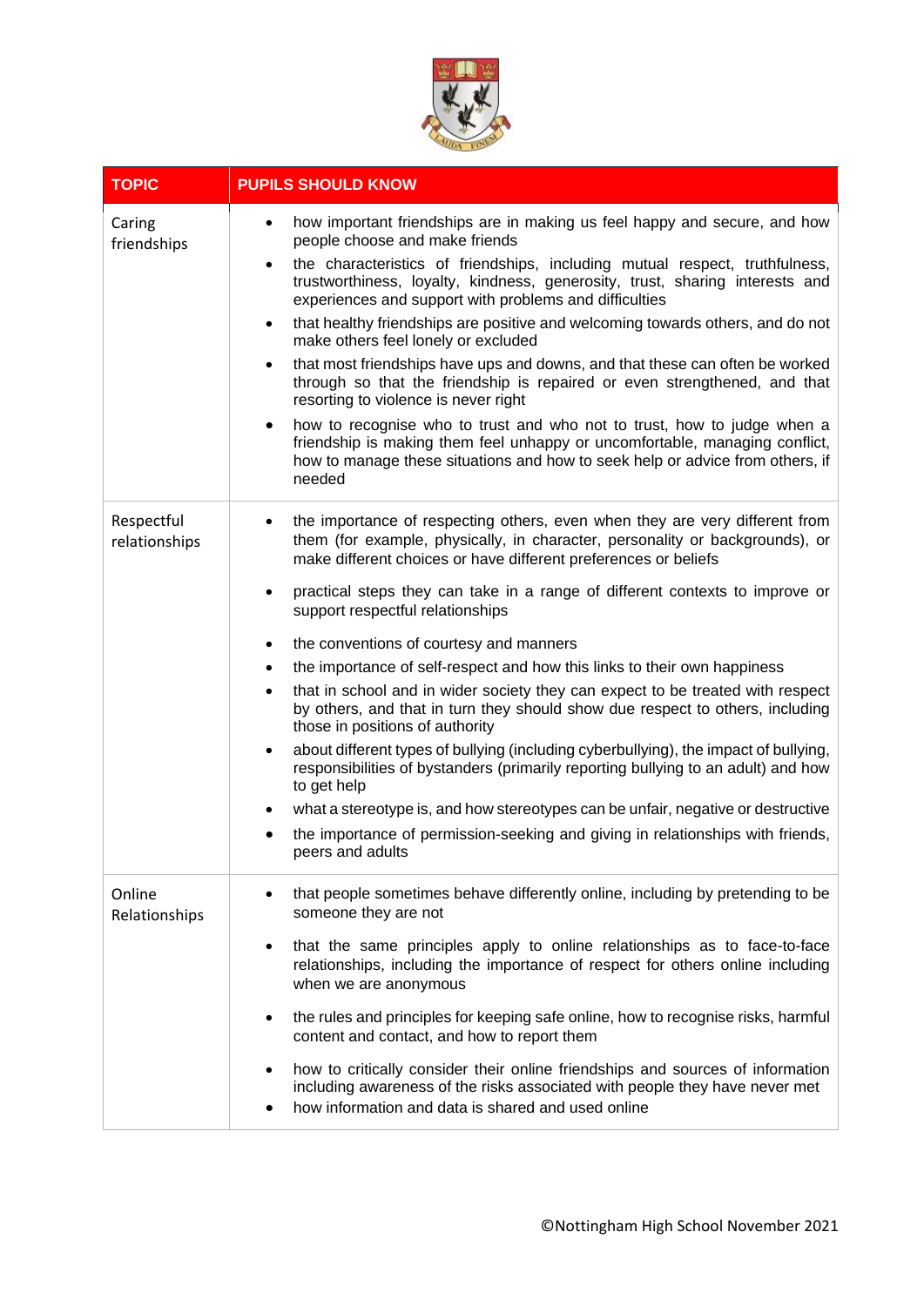| TOPIC | PUPILS SHOULD KNOW |
| --- | --- |
| Caring friendships | • how important friendships are in making us feel happy and secure, and how people choose and make friends<br>• the characteristics of friendships, including mutual respect, truthfulness, trustworthiness, loyalty, kindness, generosity, trust, sharing interests and experiences and support with problems and difficulties<br>• that healthy friendships are positive and welcoming towards others, and do not make others feel lonely or excluded<br>• that most friendships have ups and downs, and that these can often be worked through so that the friendship is repaired or even strengthened, and that resorting to violence is never right<br>• how to recognise who to trust and who not to trust, how to judge when a friendship is making them feel unhappy or uncomfortable, managing conflict, how to manage these situations and how to seek help or advice from others, if needed |
| Respectful relationships | • the importance of respecting others, even when they are very different from them (for example, physically, in character, personality or backgrounds), or make different choices or have different preferences or beliefs<br>• practical steps they can take in a range of different contexts to improve or support respectful relationships<br>• the conventions of courtesy and manners<br>• the importance of self-respect and how this links to their own happiness<br>• that in school and in wider society they can expect to be treated with respect by others, and that in turn they should show due respect to others, including those in positions of authority<br>• about different types of bullying (including cyberbullying), the impact of bullying, responsibilities of bystanders (primarily reporting bullying to an adult) and how to get help<br>• what a stereotype is, and how stereotypes can be unfair, negative or destructive<br>• the importance of permission-seeking and giving in relationships with friends, peers and adults |
| Online Relationships | • that people sometimes behave differently online, including by pretending to be someone they are not<br>• that the same principles apply to online relationships as to face-to-face relationships, including the importance of respect for others online including when we are anonymous<br>• the rules and principles for keeping safe online, how to recognise risks, harmful content and contact, and how to report them<br>• how to critically consider their online friendships and sources of information including awareness of the risks associated with people they have never met<br>• how information and data is shared and used online |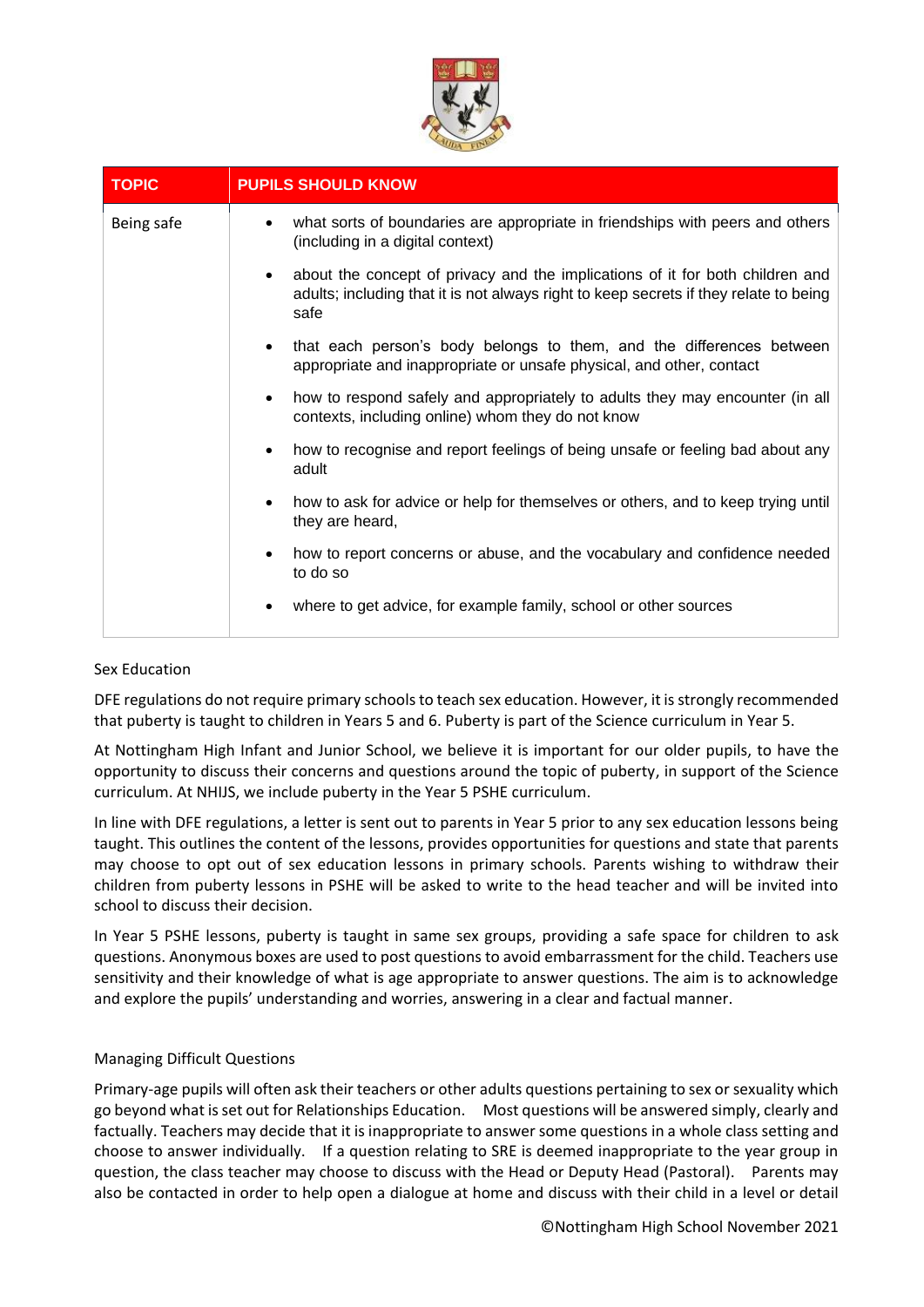| TOPIC | PUPILS SHOULD KNOW |
| --- | --- |
| Being safe | • what sorts of boundaries are appropriate in friendships with peers and others (including in a digital context)<br>• about the concept of privacy and the implications of it for both children and adults; including that it is not always right to keep secrets if they relate to being safe<br>• that each person's body belongs to them, and the differences between appropriate and inappropriate or unsafe physical, and other, contact<br>• how to respond safely and appropriately to adults they may encounter (in all contexts, including online) whom they do not know<br>• how to recognise and report feelings of being unsafe or feeling bad about any adult<br>• how to ask for advice or help for themselves or others, and to keep trying until they are heard,<br>• how to report concerns or abuse, and the vocabulary and confidence needed to do so<br>• where to get advice, for example family, school or other sources |

Sex Education

DFE regulations do not require primary schools to teach sex education. However, it is strongly recommended that puberty is taught to children in Years 5 and 6. Puberty is part of the Science curriculum in Year 5.

At Nottingham High Infant and Junior School, we believe it is important for our older pupils, to have the opportunity to discuss their concerns and questions around the topic of puberty, in support of the Science curriculum. At NHIJS, we include puberty in the Year 5 PSHE curriculum.

In line with DFE regulations, a letter is sent out to parents in Year 5 prior to any sex education lessons being taught. This outlines the content of the lessons, provides opportunities for questions and state that parents may choose to opt out of sex education lessons in primary schools. Parents wishing to withdraw their children from puberty lessons in PSHE will be asked to write to the head teacher and will be invited into school to discuss their decision.

In Year 5 PSHE lessons, puberty is taught in same sex groups, providing a safe space for children to ask questions. Anonymous boxes are used to post questions to avoid embarrassment for the child. Teachers use sensitivity and their knowledge of what is age appropriate to answer questions. The aim is to acknowledge and explore the pupils' understanding and worries, answering in a clear and factual manner.

Managing Difficult Questions

Primary-age pupils will often ask their teachers or other adults questions pertaining to sex or sexuality which go beyond what is set out for Relationships Education. Most questions will be answered simply, clearly and factually. Teachers may decide that it is inappropriate to answer some questions in a whole class setting and choose to answer individually. If a question relating to SRE is deemed inappropriate to the year group in question, the class teacher may choose to discuss with the Head or Deputy Head (Pastoral). Parents may also be contacted in order to help open a dialogue at home and discuss with their child in a level or detail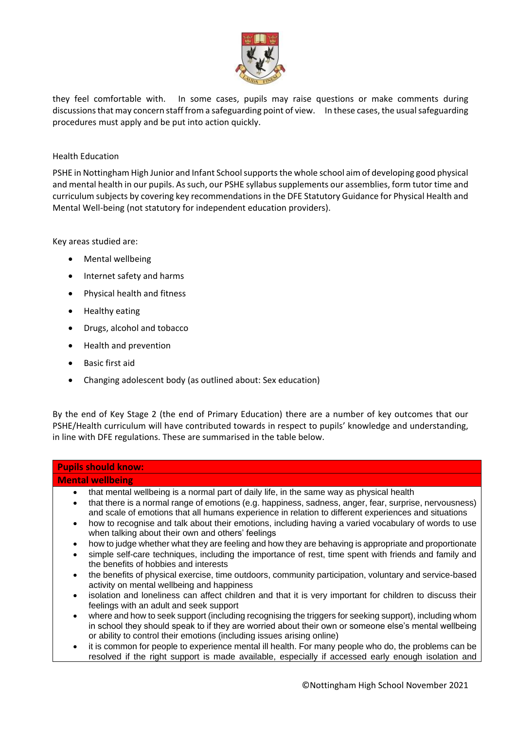they feel comfortable with. In some cases, pupils may raise questions or make comments during discussions that may concern staff from a safeguarding point of view. In these cases, the usual safeguarding procedures must apply and be put into action quickly.

Health Education

PSHE in Nottingham High Junior and Infant School supports the whole school aim of developing good physical and mental health in our pupils. As such, our PSHE syllabus supplements our assemblies, form tutor time and curriculum subjects by covering key recommendations in the DFE Statutory Guidance for Physical Health and Mental Well-being (not statutory for independent education providers).

Key areas studied are:

- Mental wellbeing
- Internet safety and harms
- Physical health and fitness
- Healthy eating
- Drugs, alcohol and tobacco
- Health and prevention
- Basic first aid
- Changing adolescent body (as outlined about: Sex education)

By the end of Key Stage 2 (the end of Primary Education) there are a number of key outcomes that our PSHE/Health curriculum will have contributed towards in respect to pupils' knowledge and understanding, in line with DFE regulations. These are summarised in the table below.

| **Pupils should know:** |
|---|
| **Mental wellbeing** |
| • that mental wellbeing is a normal part of daily life, in the same way as physical health<br>• that there is a normal range of emotions (e.g. happiness, sadness, anger, fear, surprise, nervousness) and scale of emotions that all humans experience in relation to different experiences and situations<br>• how to recognise and talk about their emotions, including having a varied vocabulary of words to use when talking about their own and others' feelings<br>• how to judge whether what they are feeling and how they are behaving is appropriate and proportionate<br>• simple self-care techniques, including the importance of rest, time spent with friends and family and the benefits of hobbies and interests<br>• the benefits of physical exercise, time outdoors, community participation, voluntary and service-based activity on mental wellbeing and happiness<br>• isolation and loneliness can affect children and that it is very important for children to discuss their feelings with an adult and seek support<br>• where and how to seek support (including recognising the triggers for seeking support), including whom in school they should speak to if they are worried about their own or someone else's mental wellbeing or ability to control their emotions (including issues arising online)<br>• it is common for people to experience mental ill health. For many people who do, the problems can be resolved if the right support is made available, especially if accessed early enough isolation and |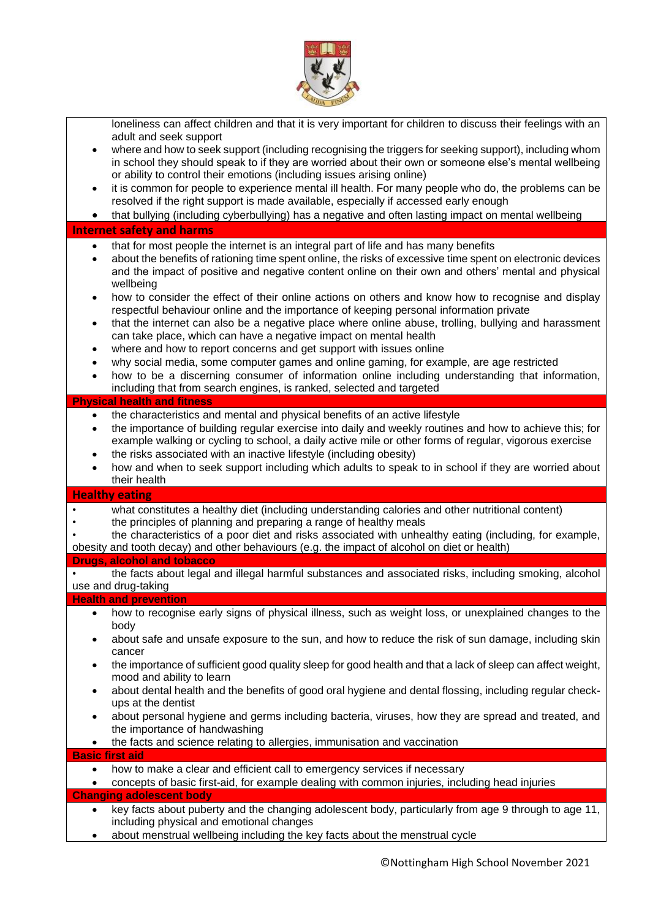loneliness can affect children and that it is very important for children to discuss their feelings with an adult and seek support

- where and how to seek support (including recognising the triggers for seeking support), including whom in school they should speak to if they are worried about their own or someone else's mental wellbeing or ability to control their emotions (including issues arising online)
- it is common for people to experience mental ill health. For many people who do, the problems can be resolved if the right support is made available, especially if accessed early enough
- that bullying (including cyberbullying) has a negative and often lasting impact on mental wellbeing

**Internet safety and harms**

- that for most people the internet is an integral part of life and has many benefits
- about the benefits of rationing time spent online, the risks of excessive time spent on electronic devices and the impact of positive and negative content online on their own and others' mental and physical wellbeing
- how to consider the effect of their online actions on others and know how to recognise and display respectful behaviour online and the importance of keeping personal information private
- that the internet can also be a negative place where online abuse, trolling, bullying and harassment can take place, which can have a negative impact on mental health
- where and how to report concerns and get support with issues online
- why social media, some computer games and online gaming, for example, are age restricted
- how to be a discerning consumer of information online including understanding that information, including that from search engines, is ranked, selected and targeted

**Physical health and fitness**

- the characteristics and mental and physical benefits of an active lifestyle
- the importance of building regular exercise into daily and weekly routines and how to achieve this; for example walking or cycling to school, a daily active mile or other forms of regular, vigorous exercise
- the risks associated with an inactive lifestyle (including obesity)
- how and when to seek support including which adults to speak to in school if they are worried about their health

**Healthy eating**

- what constitutes a healthy diet (including understanding calories and other nutritional content)
- the principles of planning and preparing a range of healthy meals
- the characteristics of a poor diet and risks associated with unhealthy eating (including, for example, obesity and tooth decay) and other behaviours (e.g. the impact of alcohol on diet or health)

**Drugs, alcohol and tobacco**

- the facts about legal and illegal harmful substances and associated risks, including smoking, alcohol use and drug-taking

**Health and prevention**

- how to recognise early signs of physical illness, such as weight loss, or unexplained changes to the body
- about safe and unsafe exposure to the sun, and how to reduce the risk of sun damage, including skin cancer
- the importance of sufficient good quality sleep for good health and that a lack of sleep can affect weight, mood and ability to learn
- about dental health and the benefits of good oral hygiene and dental flossing, including regular check-ups at the dentist
- about personal hygiene and germs including bacteria, viruses, how they are spread and treated, and the importance of handwashing
- the facts and science relating to allergies, immunisation and vaccination

**Basic first aid**

- how to make a clear and efficient call to emergency services if necessary
- concepts of basic first-aid, for example dealing with common injuries, including head injuries

**Changing adolescent body**

- key facts about puberty and the changing adolescent body, particularly from age 9 through to age 11, including physical and emotional changes
- about menstrual wellbeing including the key facts about the menstrual cycle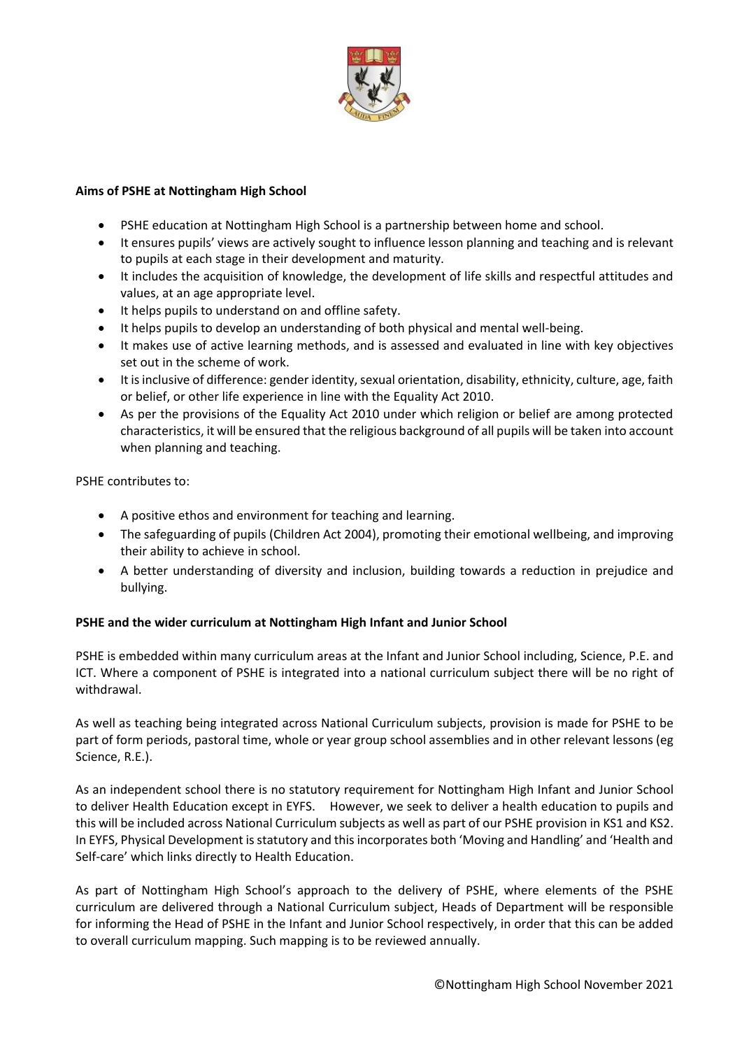**Aims of PSHE at Nottingham High School**

- PSHE education at Nottingham High School is a partnership between home and school.
- It ensures pupils' views are actively sought to influence lesson planning and teaching and is relevant to pupils at each stage in their development and maturity.
- It includes the acquisition of knowledge, the development of life skills and respectful attitudes and values, at an age appropriate level.
- It helps pupils to understand on and offline safety.
- It helps pupils to develop an understanding of both physical and mental well-being.
- It makes use of active learning methods, and is assessed and evaluated in line with key objectives set out in the scheme of work.
- It is inclusive of difference: gender identity, sexual orientation, disability, ethnicity, culture, age, faith or belief, or other life experience in line with the Equality Act 2010.
- As per the provisions of the Equality Act 2010 under which religion or belief are among protected characteristics, it will be ensured that the religious background of all pupils will be taken into account when planning and teaching.

PSHE contributes to:

- A positive ethos and environment for teaching and learning.
- The safeguarding of pupils (Children Act 2004), promoting their emotional wellbeing, and improving their ability to achieve in school.
- A better understanding of diversity and inclusion, building towards a reduction in prejudice and bullying.

**PSHE and the wider curriculum at Nottingham High Infant and Junior School**

PSHE is embedded within many curriculum areas at the Infant and Junior School including, Science, P.E. and ICT. Where a component of PSHE is integrated into a national curriculum subject there will be no right of withdrawal.

As well as teaching being integrated across National Curriculum subjects, provision is made for PSHE to be part of form periods, pastoral time, whole or year group school assemblies and in other relevant lessons (eg Science, R.E.).

As an independent school there is no statutory requirement for Nottingham High Infant and Junior School to deliver Health Education except in EYFS. However, we seek to deliver a health education to pupils and this will be included across National Curriculum subjects as well as part of our PSHE provision in KS1 and KS2. In EYFS, Physical Development is statutory and this incorporates both 'Moving and Handling' and 'Health and Self-care' which links directly to Health Education.

As part of Nottingham High School's approach to the delivery of PSHE, where elements of the PSHE curriculum are delivered through a National Curriculum subject, Heads of Department will be responsible for informing the Head of PSHE in the Infant and Junior School respectively, in order that this can be added to overall curriculum mapping. Such mapping is to be reviewed annually.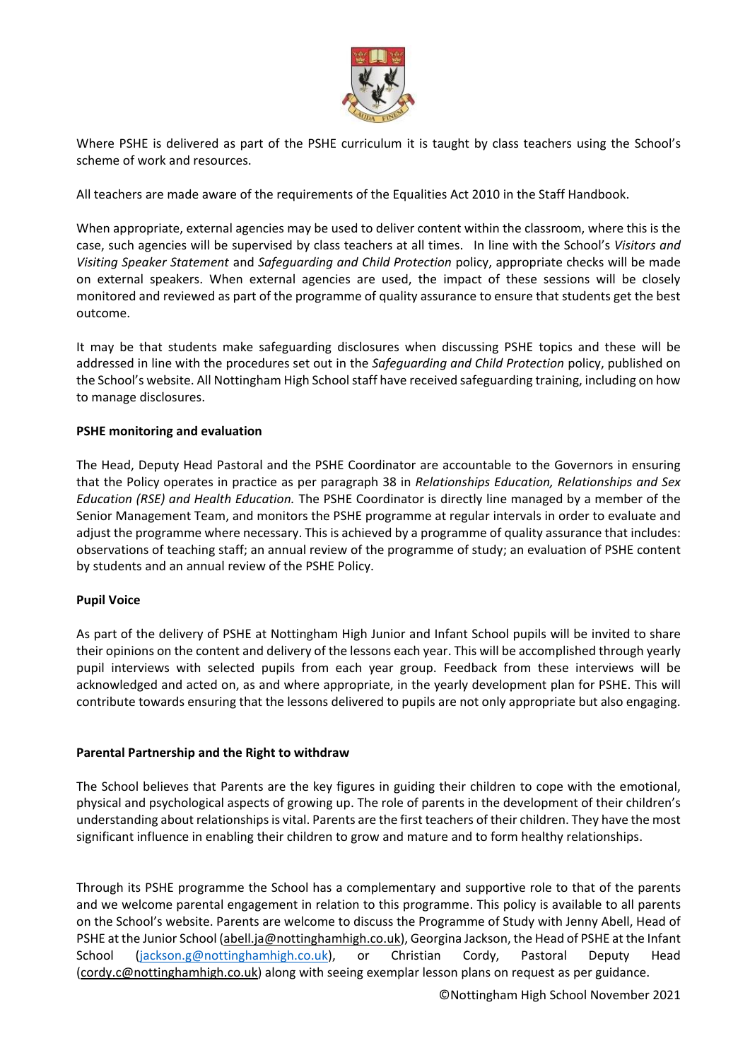Where PSHE is delivered as part of the PSHE curriculum it is taught by class teachers using the School's scheme of work and resources.

All teachers are made aware of the requirements of the Equalities Act 2010 in the Staff Handbook.

When appropriate, external agencies may be used to deliver content within the classroom, where this is the case, such agencies will be supervised by class teachers at all times. In line with the School's *Visitors and Visiting Speaker Statement* and *Safeguarding and Child Protection* policy, appropriate checks will be made on external speakers. When external agencies are used, the impact of these sessions will be closely monitored and reviewed as part of the programme of quality assurance to ensure that students get the best outcome.

It may be that students make safeguarding disclosures when discussing PSHE topics and these will be addressed in line with the procedures set out in the *Safeguarding and Child Protection* policy, published on the School's website. All Nottingham High School staff have received safeguarding training, including on how to manage disclosures.

**PSHE monitoring and evaluation**

The Head, Deputy Head Pastoral and the PSHE Coordinator are accountable to the Governors in ensuring that the Policy operates in practice as per paragraph 38 in *Relationships Education, Relationships and Sex Education (RSE) and Health Education.* The PSHE Coordinator is directly line managed by a member of the Senior Management Team, and monitors the PSHE programme at regular intervals in order to evaluate and adjust the programme where necessary. This is achieved by a programme of quality assurance that includes: observations of teaching staff; an annual review of the programme of study; an evaluation of PSHE content by students and an annual review of the PSHE Policy.

**Pupil Voice**

As part of the delivery of PSHE at Nottingham High Junior and Infant School pupils will be invited to share their opinions on the content and delivery of the lessons each year. This will be accomplished through yearly pupil interviews with selected pupils from each year group. Feedback from these interviews will be acknowledged and acted on, as and where appropriate, in the yearly development plan for PSHE. This will contribute towards ensuring that the lessons delivered to pupils are not only appropriate but also engaging.

**Parental Partnership and the Right to withdraw**

The School believes that Parents are the key figures in guiding their children to cope with the emotional, physical and psychological aspects of growing up. The role of parents in the development of their children's understanding about relationships is vital. Parents are the first teachers of their children. They have the most significant influence in enabling their children to grow and mature and to form healthy relationships.

Through its PSHE programme the School has a complementary and supportive role to that of the parents and we welcome parental engagement in relation to this programme. This policy is available to all parents on the School's website. Parents are welcome to discuss the Programme of Study with Jenny Abell, Head of PSHE at the Junior School (abell.ja@nottinghamhigh.co.uk), Georgina Jackson, the Head of PSHE at the Infant School (jackson.g@nottinghamhigh.co.uk), or Christian Cordy, Pastoral Deputy Head (cordy.c@nottinghamhigh.co.uk) along with seeing exemplar lesson plans on request as per guidance.

©Nottingham High School November 2021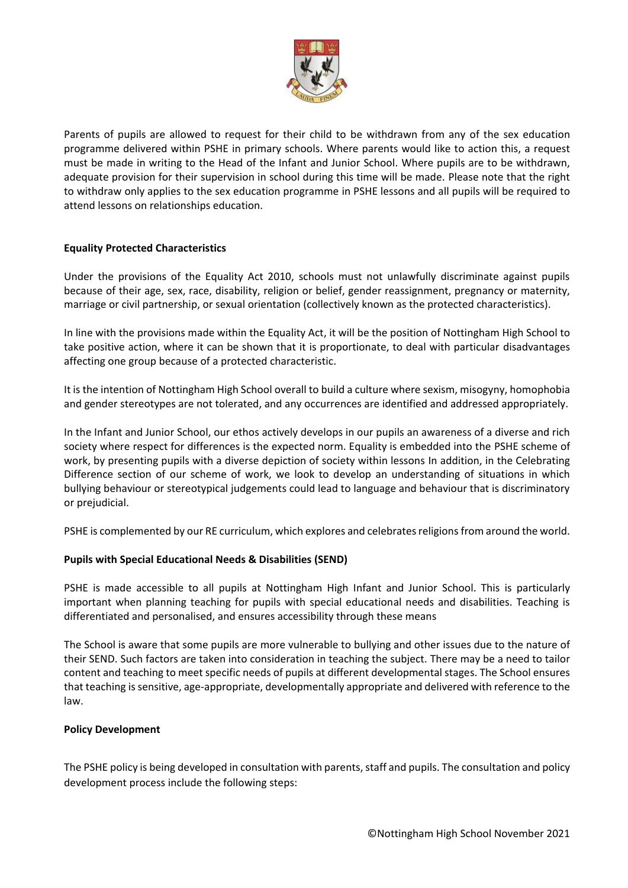Parents of pupils are allowed to request for their child to be withdrawn from any of the sex education programme delivered within PSHE in primary schools. Where parents would like to action this, a request must be made in writing to the Head of the Infant and Junior School. Where pupils are to be withdrawn, adequate provision for their supervision in school during this time will be made. Please note that the right to withdraw only applies to the sex education programme in PSHE lessons and all pupils will be required to attend lessons on relationships education.

**Equality Protected Characteristics**

Under the provisions of the Equality Act 2010, schools must not unlawfully discriminate against pupils because of their age, sex, race, disability, religion or belief, gender reassignment, pregnancy or maternity, marriage or civil partnership, or sexual orientation (collectively known as the protected characteristics).

In line with the provisions made within the Equality Act, it will be the position of Nottingham High School to take positive action, where it can be shown that it is proportionate, to deal with particular disadvantages affecting one group because of a protected characteristic.

It is the intention of Nottingham High School overall to build a culture where sexism, misogyny, homophobia and gender stereotypes are not tolerated, and any occurrences are identified and addressed appropriately.

In the Infant and Junior School, our ethos actively develops in our pupils an awareness of a diverse and rich society where respect for differences is the expected norm. Equality is embedded into the PSHE scheme of work, by presenting pupils with a diverse depiction of society within lessons In addition, in the Celebrating Difference section of our scheme of work, we look to develop an understanding of situations in which bullying behaviour or stereotypical judgements could lead to language and behaviour that is discriminatory or prejudicial.

PSHE is complemented by our RE curriculum, which explores and celebrates religions from around the world.

**Pupils with Special Educational Needs & Disabilities (SEND)**

PSHE is made accessible to all pupils at Nottingham High Infant and Junior School. This is particularly important when planning teaching for pupils with special educational needs and disabilities. Teaching is differentiated and personalised, and ensures accessibility through these means

The School is aware that some pupils are more vulnerable to bullying and other issues due to the nature of their SEND. Such factors are taken into consideration in teaching the subject. There may be a need to tailor content and teaching to meet specific needs of pupils at different developmental stages. The School ensures that teaching is sensitive, age-appropriate, developmentally appropriate and delivered with reference to the law.

**Policy Development**

The PSHE policy is being developed in consultation with parents, staff and pupils. The consultation and policy development process include the following steps: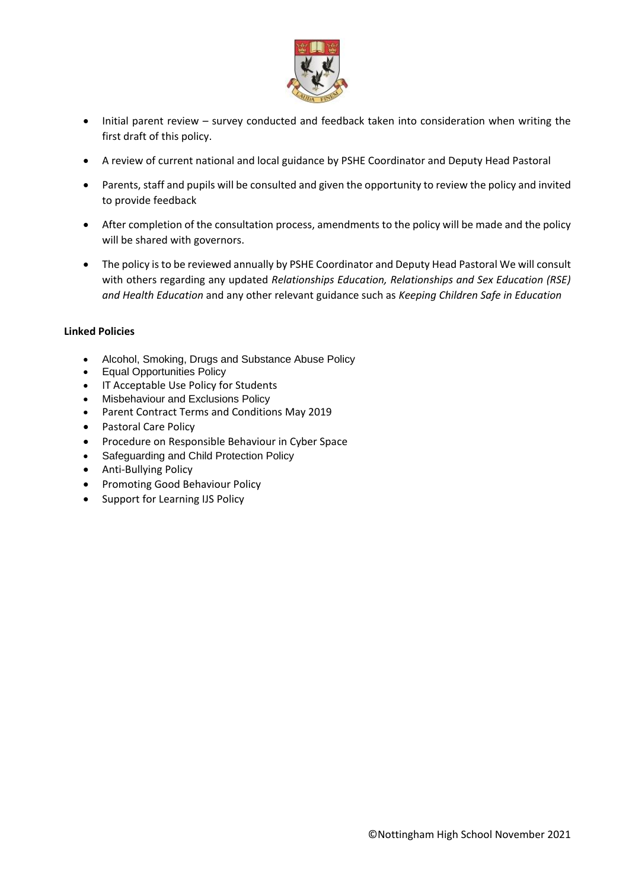- Initial parent review – survey conducted and feedback taken into consideration when writing the first draft of this policy.
- A review of current national and local guidance by PSHE Coordinator and Deputy Head Pastoral
- Parents, staff and pupils will be consulted and given the opportunity to review the policy and invited to provide feedback
- After completion of the consultation process, amendments to the policy will be made and the policy will be shared with governors.
- The policy is to be reviewed annually by PSHE Coordinator and Deputy Head Pastoral We will consult with others regarding any updated *Relationships Education, Relationships and Sex Education (RSE) and Health Education* and any other relevant guidance such as *Keeping Children Safe in Education*

**Linked Policies**

- Alcohol, Smoking, Drugs and Substance Abuse Policy
- Equal Opportunities Policy
- IT Acceptable Use Policy for Students
- Misbehaviour and Exclusions Policy
- Parent Contract Terms and Conditions May 2019
- Pastoral Care Policy
- Procedure on Responsible Behaviour in Cyber Space
- Safeguarding and Child Protection Policy
- Anti-Bullying Policy
- Promoting Good Behaviour Policy
- Support for Learning IJS Policy

©Nottingham High School November 2021